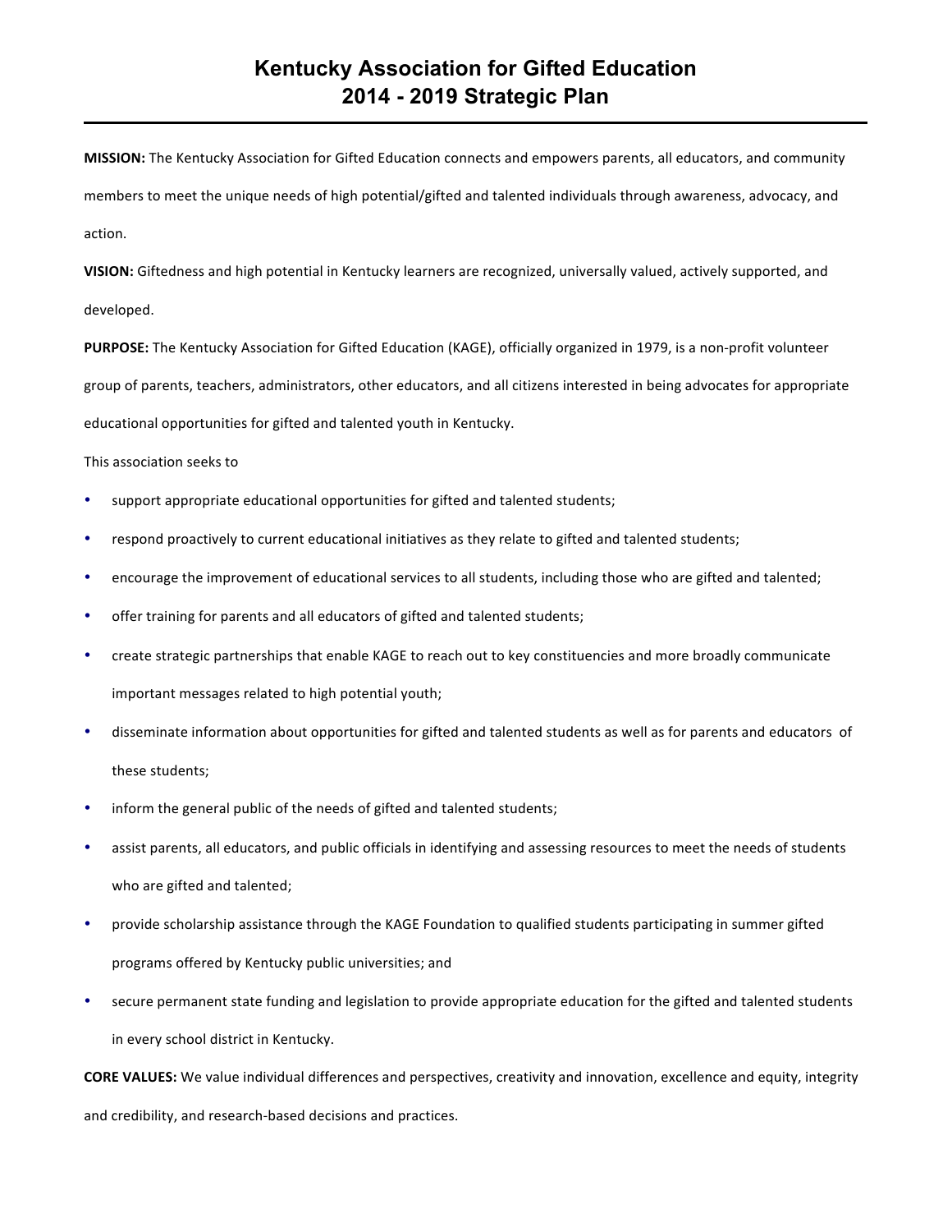# Kentucky Association for Gifted Education
# 2014 - 2019 Strategic Plan

**MISSION:** The Kentucky Association for Gifted Education connects and empowers parents, all educators, and community members to meet the unique needs of high potential/gifted and talented individuals through awareness, advocacy, and action.

**VISION:** Giftedness and high potential in Kentucky learners are recognized, universally valued, actively supported, and developed.

**PURPOSE:** The Kentucky Association for Gifted Education (KAGE), officially organized in 1979, is a non-profit volunteer group of parents, teachers, administrators, other educators, and all citizens interested in being advocates for appropriate educational opportunities for gifted and talented youth in Kentucky.

This association seeks to

- support appropriate educational opportunities for gifted and talented students;
- respond proactively to current educational initiatives as they relate to gifted and talented students;
- encourage the improvement of educational services to all students, including those who are gifted and talented;
- offer training for parents and all educators of gifted and talented students;
- create strategic partnerships that enable KAGE to reach out to key constituencies and more broadly communicate important messages related to high potential youth;
- disseminate information about opportunities for gifted and talented students as well as for parents and educators of these students;
- inform the general public of the needs of gifted and talented students;
- assist parents, all educators, and public officials in identifying and assessing resources to meet the needs of students who are gifted and talented;
- provide scholarship assistance through the KAGE Foundation to qualified students participating in summer gifted programs offered by Kentucky public universities; and
- secure permanent state funding and legislation to provide appropriate education for the gifted and talented students in every school district in Kentucky.

**CORE VALUES:** We value individual differences and perspectives, creativity and innovation, excellence and equity, integrity and credibility, and research-based decisions and practices.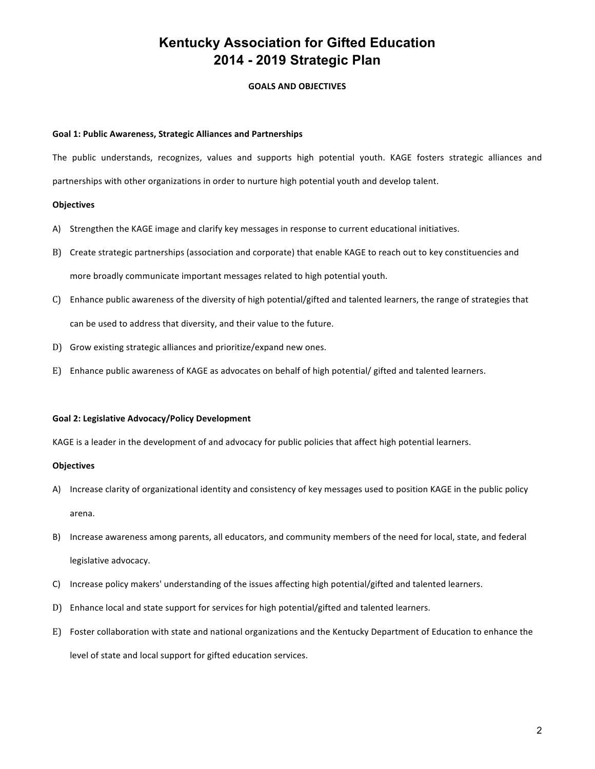# Kentucky Association for Gifted Education
# 2014 - 2019 Strategic Plan

**GOALS AND OBJECTIVES**

**Goal 1: Public Awareness, Strategic Alliances and Partnerships**

The public understands, recognizes, values and supports high potential youth. KAGE fosters strategic alliances and partnerships with other organizations in order to nurture high potential youth and develop talent.

**Objectives**

A) Strengthen the KAGE image and clarify key messages in response to current educational initiatives.

B) Create strategic partnerships (association and corporate) that enable KAGE to reach out to key constituencies and more broadly communicate important messages related to high potential youth.

C) Enhance public awareness of the diversity of high potential/gifted and talented learners, the range of strategies that can be used to address that diversity, and their value to the future.

D) Grow existing strategic alliances and prioritize/expand new ones.

E) Enhance public awareness of KAGE as advocates on behalf of high potential/ gifted and talented learners.

**Goal 2: Legislative Advocacy/Policy Development**

KAGE is a leader in the development of and advocacy for public policies that affect high potential learners.

**Objectives**

A) Increase clarity of organizational identity and consistency of key messages used to position KAGE in the public policy arena.

B) Increase awareness among parents, all educators, and community members of the need for local, state, and federal legislative advocacy.

C) Increase policy makers' understanding of the issues affecting high potential/gifted and talented learners.

D) Enhance local and state support for services for high potential/gifted and talented learners.

E) Foster collaboration with state and national organizations and the Kentucky Department of Education to enhance the level of state and local support for gifted education services.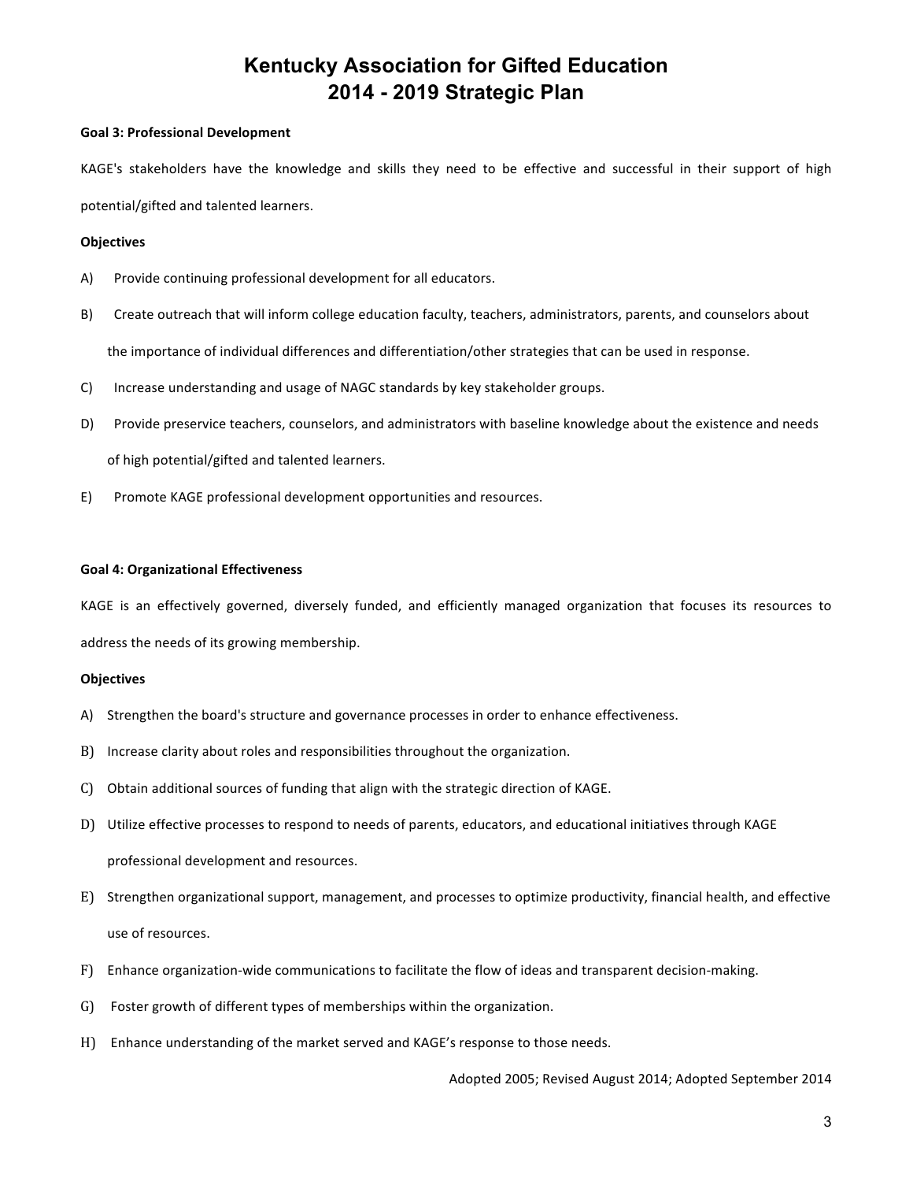# Kentucky Association for Gifted Education
# 2014 - 2019 Strategic Plan

**Goal 3: Professional Development**

KAGE's stakeholders have the knowledge and skills they need to be effective and successful in their support of high potential/gifted and talented learners.

**Objectives**

A) Provide continuing professional development for all educators.

B) Create outreach that will inform college education faculty, teachers, administrators, parents, and counselors about the importance of individual differences and differentiation/other strategies that can be used in response.

C) Increase understanding and usage of NAGC standards by key stakeholder groups.

D) Provide preservice teachers, counselors, and administrators with baseline knowledge about the existence and needs of high potential/gifted and talented learners.

E) Promote KAGE professional development opportunities and resources.

**Goal 4: Organizational Effectiveness**

KAGE is an effectively governed, diversely funded, and efficiently managed organization that focuses its resources to address the needs of its growing membership.

**Objectives**

A) Strengthen the board's structure and governance processes in order to enhance effectiveness.

B) Increase clarity about roles and responsibilities throughout the organization.

C) Obtain additional sources of funding that align with the strategic direction of KAGE.

D) Utilize effective processes to respond to needs of parents, educators, and educational initiatives through KAGE professional development and resources.

E) Strengthen organizational support, management, and processes to optimize productivity, financial health, and effective use of resources.

F) Enhance organization-wide communications to facilitate the flow of ideas and transparent decision-making.

G) Foster growth of different types of memberships within the organization.

H) Enhance understanding of the market served and KAGE's response to those needs.

Adopted 2005; Revised August 2014; Adopted September 2014